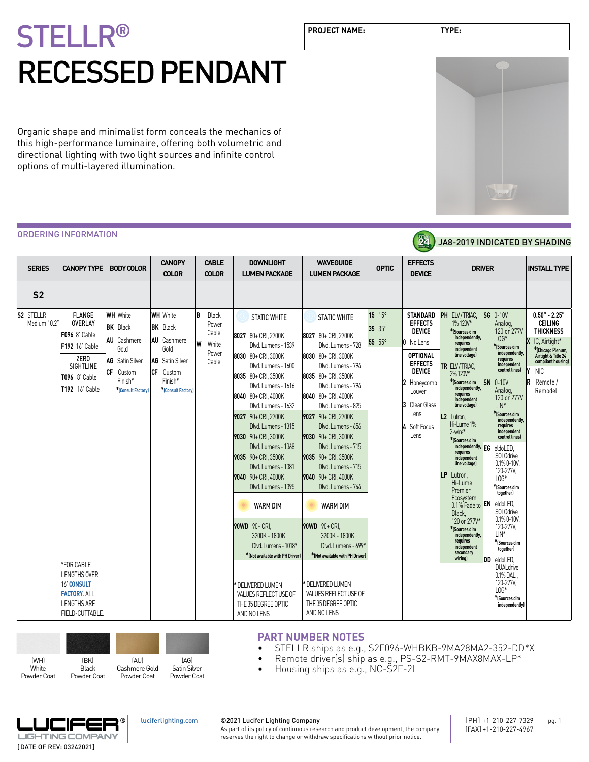# STELLR®
# RECESSED PENDANT

| PROJECT NAME: | TYPE: |
|---|---|
| | |

Organic shape and minimalist form conceals the mechanics of this high-performance luminaire, offering both volumetric and directional lighting with two light sources and infinite control options of multi-layered illumination.

## ORDERING INFORMATION

JA8-2019 INDICATED BY SHADING

| SERIES | CANOPY TYPE | BODY COLOR | CANOPY COLOR | CABLE COLOR | DOWNLIGHT LUMEN PACKAGE | WAVEGUIDE LUMEN PACKAGE | OPTIC | EFFECTS DEVICE | DRIVER | | INSTALL TYPE |
|---|---|---|---|---|---|---|---|---|---|---|---|
| S2 | | | | | | | | | | | |
| **S2** STELLR Medium 10.2" | FLANGE OVERLAY<br>**F096** 8' Cable<br>**F192** 16' Cable<br>ZERO SIGHTLINE<br>**T096** 8' Cable<br>**T192** 16' Cable<br><br>*FOR CABLE LENGTHS OVER 16' CONSULT FACTORY. ALL LENGTHS ARE FIELD-CUTTABLE. | **WH** White<br>**BK** Black<br>**AU** Cashmere Gold<br>**AG** Satin Silver<br>**CF** Custom Finish*<br>*(Consult Factory) | **WH** White<br>**BK** Black<br>**AU** Cashmere Gold<br>**AG** Satin Silver<br>**CF** Custom Finish*<br>*(Consult Factory) | **B** Black Power Cable<br>**W** White Power Cable | STATIC WHITE<br>**8027** 80+ CRI, 2700K Dlvd. Lumens - 1539<br>**8030** 80+ CRI, 3000K Dlvd. Lumens - 1600<br>**8035** 80+ CRI, 3500K Dlvd. Lumens - 1616<br>**8040** 80+ CRI, 4000K Dlvd. Lumens - 1632<br>**9027** 90+ CRI, 2700K Dlvd. Lumens - 1315<br>**9030** 90+ CRI, 3000K Dlvd. Lumens - 1368<br>**9035** 90+ CRI, 3500K Dlvd. Lumens - 1381<br>**9040** 90+ CRI, 4000K Dlvd. Lumens - 1395<br>WARM DIM<br>**90WD** 90+ CRI, 3200K - 1800K Dlvd. Lumens - 1018*<br>*(Not available with PH Driver)<br><br>* DELIVERED LUMEN VALUES REFLECT USE OF THE 35 DEGREE OPTIC AND NO LENS | STATIC WHITE<br>**8027** 80+ CRI, 2700K Dlvd. Lumens - 728<br>**8030** 80+ CRI, 3000K Dlvd. Lumens - 794<br>**8035** 80+ CRI, 3500K Dlvd. Lumens - 794<br>**8040** 80+ CRI, 4000K Dlvd. Lumens - 825<br>**9027** 90+ CRI, 2700K Dlvd. Lumens - 656<br>**9030** 90+ CRI, 3000K Dlvd. Lumens - 715<br>**9035** 90+ CRI, 3500K Dlvd. Lumens - 715<br>**9040** 90+ CRI, 4000K Dlvd. Lumens - 744<br>WARM DIM<br>**90WD** 90+ CRI, 3200K - 1800K Dlvd. Lumens - 699*<br>*(Not available with PH Driver)<br><br>* DELIVERED LUMEN VALUES REFLECT USE OF THE 35 DEGREE OPTIC AND NO LENS | **15** 15°<br>**35** 35°<br>**55** 55° | STANDARD EFFECTS DEVICE<br>**0** No Lens<br>OPTIONAL EFFECTS DEVICE<br>**2** Honeycomb Louver<br>**3** Clear Glass Lens<br>**4** Soft Focus Lens | **PH** ELV/TRIAC, 1% 120V*<br>*(Sources dim independently, requires independent line voltage)<br>**TR** ELV/TRIAC, 2% 120V*<br>*(Sources dim independently, requires independent line voltage)<br>**L2** Lutron, Hi-Lume 1% 2-wire*<br>*(Sources dim independently, requires independent line voltage)<br>**LP** Lutron, Hi-Lume Premier Ecosystem 0.1% Fade to Black, 120 or 277V*<br>*(Sources dim independently, requires independent secondary wiring) | **SG** 0-10V Analog, 120 or 277V LOG*<br>*(Sources dim independently, requires independent control lines)<br>**SN** 0-10V Analog, 120 or 277V LIN*<br>*(Sources dim independently, requires independent control lines)<br>**EG** eldoLED, SOLOdrive 0.1% 0-10V, 120-277V, LOG*<br>*(Sources dim together)<br>**EN** eldoLED, SOLOdrive 0.1% 0-10V, 120-277V, LIN*<br>*(Sources dim together)<br>**DD** eldoLED, DUALdrive 0.1% DALI, 120-277V, LOG*<br>*(Sources dim independently) | **0.50" - 2.25" CEILING THICKNESS**<br>**X** IC, Airtight*<br>*(Chicago Plenum, Airtight & Title 24 compliant housing)<br>**Y** NIC<br>**R** Remote / Remodel |

(WH) White Powder Coat | (BK) Black Powder Coat | (AU) Cashmere Gold Powder Coat | (AG) Satin Silver Powder Coat

## PART NUMBER NOTES

- STELLR ships as e.g., S2F096-WHBKB-9MA28MA2-352-DD*X
- Remote driver(s) ship as e.g., PS-S2-RMT-9MAX8MAX-LP*
- Housing ships as e.g., NC-S2F-2I

LUCIFER® LIGHTING COMPANY
[DATE OF REV: 03242021]

luciferlighting.com

©2021 Lucifer Lighting Company
As part of its policy of continuous research and product development, the company reserves the right to change or withdraw specifications without prior notice.

[PH] +1-210-227-7329
[FAX] +1-210-227-4967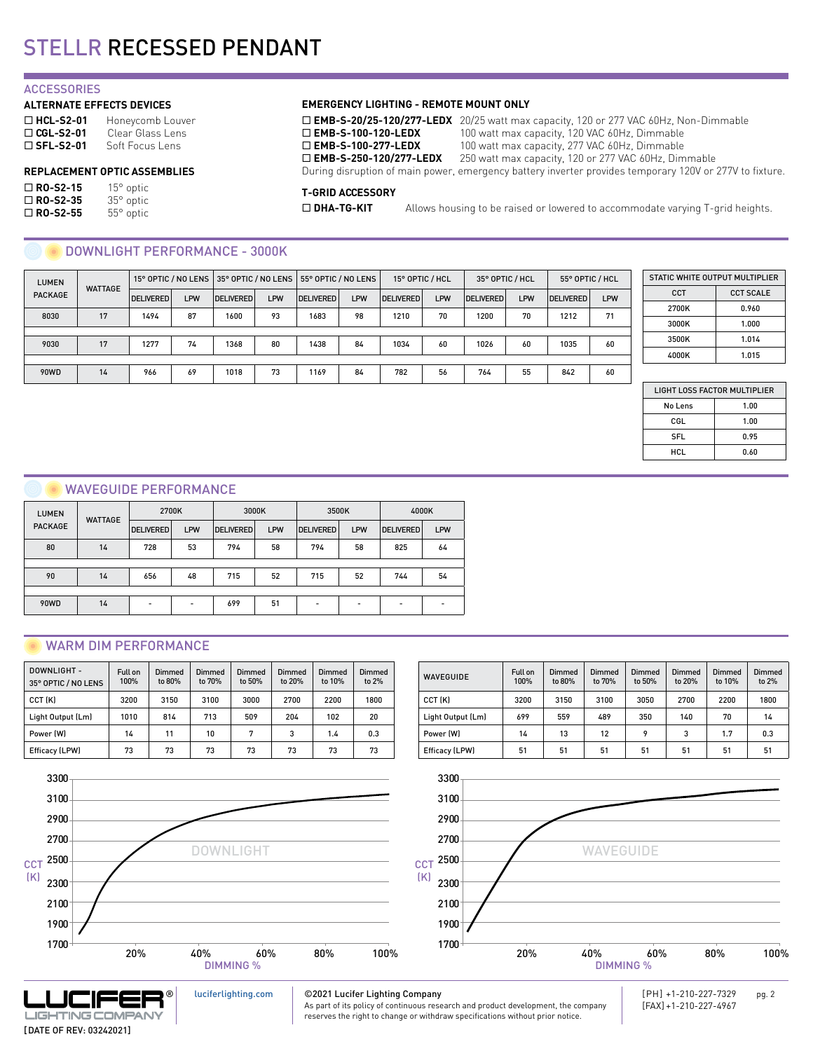# STELLR RECESSED PENDANT

## ACCESSORIES

### ALTERNATE EFFECTS DEVICES

- ☐ **HCL-S2-01** Honeycomb Louver
- ☐ **CGL-S2-01** Clear Glass Lens
- ☐ **SFL-S2-01** Soft Focus Lens

### REPLACEMENT OPTIC ASSEMBLIES

- ☐ **RO-S2-15** 15° optic
- ☐ **RO-S2-35** 35° optic
- ☐ **RO-S2-55** 55° optic

### EMERGENCY LIGHTING - REMOTE MOUNT ONLY

- ☐ **EMB-S-20/25-120/277-LEDX** 20/25 watt max capacity, 120 or 277 VAC 60Hz, Non-Dimmable
- ☐ **EMB-S-100-120-LEDX** 100 watt max capacity, 120 VAC 60Hz, Dimmable
- ☐ **EMB-S-100-277-LEDX** 100 watt max capacity, 277 VAC 60Hz, Dimmable
- ☐ **EMB-S-250-120/277-LEDX** 250 watt max capacity, 120 or 277 VAC 60Hz, Dimmable

During disruption of main power, emergency battery inverter provides temporary 120V or 277V to fixture.

### T-GRID ACCESSORY

- ☐ **DHA-TG-KIT** Allows housing to be raised or lowered to accommodate varying T-grid heights.

## DOWNLIGHT PERFORMANCE - 3000K

| LUMEN PACKAGE | WATTAGE | 15° OPTIC / NO LENS | | 35° OPTIC / NO LENS | | 55° OPTIC / NO LENS | | 15° OPTIC / HCL | | 35° OPTIC / HCL | | 55° OPTIC / HCL | |
|---|---|---|---|---|---|---|---|---|---|---|---|---|---|
| | | DELIVERED | LPW | DELIVERED | LPW | DELIVERED | LPW | DELIVERED | LPW | DELIVERED | LPW | DELIVERED | LPW |
| 8030 | 17 | 1494 | 87 | 1600 | 93 | 1683 | 98 | 1210 | 70 | 1200 | 70 | 1212 | 71 |
| 9030 | 17 | 1277 | 74 | 1368 | 80 | 1438 | 84 | 1034 | 60 | 1026 | 60 | 1035 | 60 |
| 90WD | 14 | 966 | 69 | 1018 | 73 | 1169 | 84 | 782 | 56 | 764 | 55 | 842 | 60 |

| STATIC WHITE OUTPUT MULTIPLIER | |
|---|---|
| CCT | CCT SCALE |
| 2700K | 0.960 |
| 3000K | 1.000 |
| 3500K | 1.014 |
| 4000K | 1.015 |

| LIGHT LOSS FACTOR MULTIPLIER | |
|---|---|
| No Lens | 1.00 |
| CGL | 1.00 |
| SFL | 0.95 |
| HCL | 0.60 |

## WAVEGUIDE PERFORMANCE

| LUMEN PACKAGE | WATTAGE | 2700K | | 3000K | | 3500K | | 4000K | |
|---|---|---|---|---|---|---|---|---|---|
| | | DELIVERED | LPW | DELIVERED | LPW | DELIVERED | LPW | DELIVERED | LPW |
| 80 | 14 | 728 | 53 | 794 | 58 | 794 | 58 | 825 | 64 |
| 90 | 14 | 656 | 48 | 715 | 52 | 715 | 52 | 744 | 54 |
| 90WD | 14 | - | - | 699 | 51 | - | - | - | - |

## WARM DIM PERFORMANCE

| DOWNLIGHT - 35° OPTIC / NO LENS | Full on 100% | Dimmed to 80% | Dimmed to 70% | Dimmed to 50% | Dimmed to 20% | Dimmed to 10% | Dimmed to 2% |
|---|---|---|---|---|---|---|---|
| CCT (K) | 3200 | 3150 | 3100 | 3000 | 2700 | 2200 | 1800 |
| Light Output (Lm) | 1010 | 814 | 713 | 509 | 204 | 102 | 20 |
| Power (W) | 14 | 11 | 10 | 7 | 3 | 1.4 | 0.3 |
| Efficacy (LPW) | 73 | 73 | 73 | 73 | 73 | 73 | 73 |

| WAVEGUIDE | Full on 100% | Dimmed to 80% | Dimmed to 70% | Dimmed to 50% | Dimmed to 20% | Dimmed to 10% | Dimmed to 2% |
|---|---|---|---|---|---|---|---|
| CCT (K) | 3200 | 3150 | 3100 | 3050 | 2700 | 2200 | 1800 |
| Light Output (Lm) | 699 | 559 | 489 | 350 | 140 | 70 | 14 |
| Power (W) | 14 | 13 | 12 | 9 | 3 | 1.7 | 0.3 |
| Efficacy (LPW) | 51 | 51 | 51 | 51 | 51 | 51 | 51 |

DOWNLIGHT — CCT (K) vs. DIMMING %

WAVEGUIDE — CCT (K) vs. DIMMING %

luciferlighting.com

©2021 Lucifer Lighting Company
As part of its policy of continuous research and product development, the company reserves the right to change or withdraw specifications without prior notice.

[PH] +1-210-227-7329
[FAX] +1-210-227-4967

[DATE OF REV: 03242021]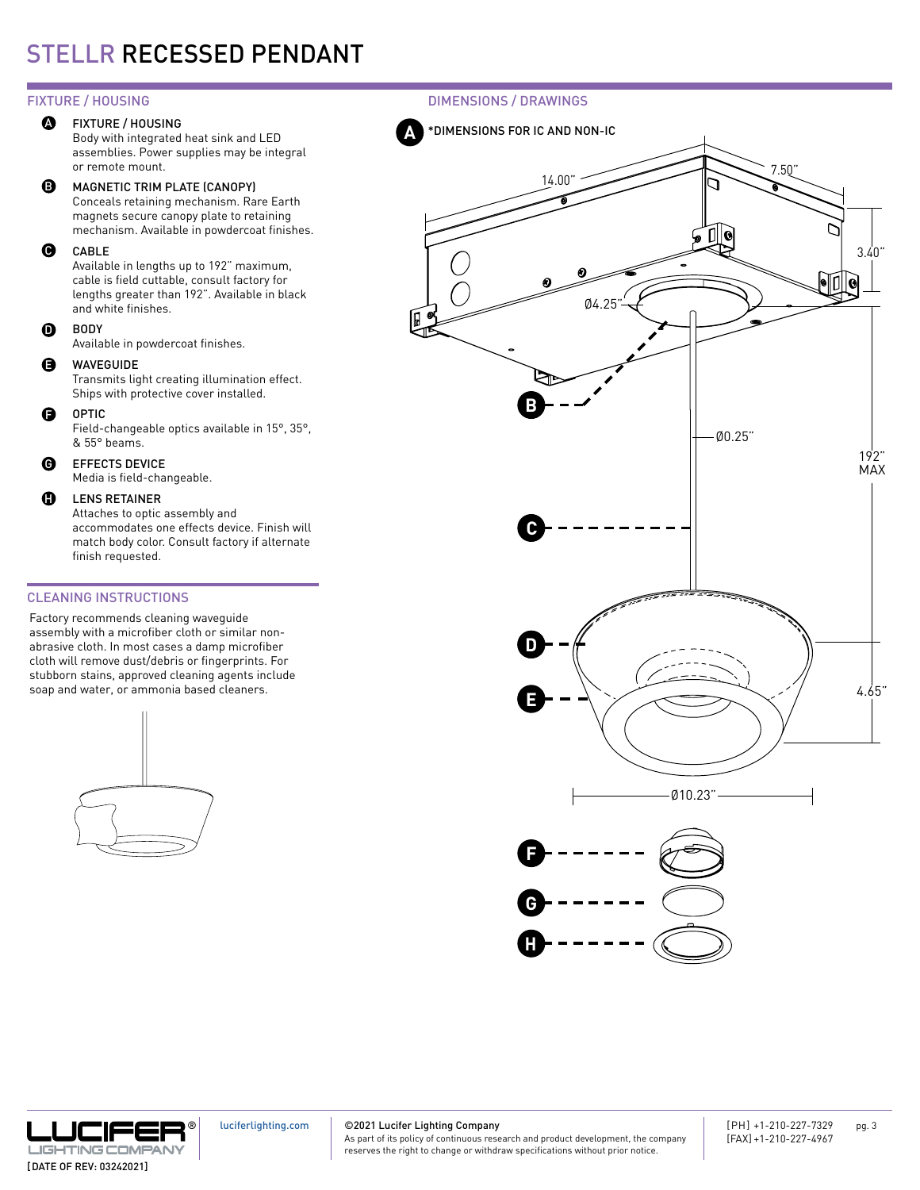# STELLR RECESSED PENDANT

## FIXTURE / HOUSING

**A** **FIXTURE / HOUSING**
Body with integrated heat sink and LED assemblies. Power supplies may be integral or remote mount.

**B** **MAGNETIC TRIM PLATE (CANOPY)**
Conceals retaining mechanism. Rare Earth magnets secure canopy plate to retaining mechanism. Available in powdercoat finishes.

**C** **CABLE**
Available in lengths up to 192" maximum, cable is field cuttable, consult factory for lengths greater than 192". Available in black and white finishes.

**D** **BODY**
Available in powdercoat finishes.

**E** **WAVEGUIDE**
Transmits light creating illumination effect. Ships with protective cover installed.

**F** **OPTIC**
Field-changeable optics available in 15°, 35°, & 55° beams.

**G** **EFFECTS DEVICE**
Media is field-changeable.

**H** **LENS RETAINER**
Attaches to optic assembly and accommodates one effects device. Finish will match body color. Consult factory if alternate finish requested.

## CLEANING INSTRUCTIONS

Factory recommends cleaning waveguide assembly with a microfiber cloth or similar non-abrasive cloth. In most cases a damp microfiber cloth will remove dust/debris or fingerprints. For stubborn stains, approved cleaning agents include soap and water, or ammonia based cleaners.

## DIMENSIONS / DRAWINGS

**A** *DIMENSIONS FOR IC AND NON-IC

14.00" · 7.50" · 3.40" · Ø4.25" · Ø0.25" · 192" MAX · 4.65" · Ø10.23"

B · C · D · E · F · G · H

[DATE OF REV: 03242021]

luciferlighting.com

©2021 Lucifer Lighting Company
As part of its policy of continuous research and product development, the company reserves the right to change or withdraw specifications without prior notice.

[PH] +1-210-227-7329
[FAX] +1-210-227-4967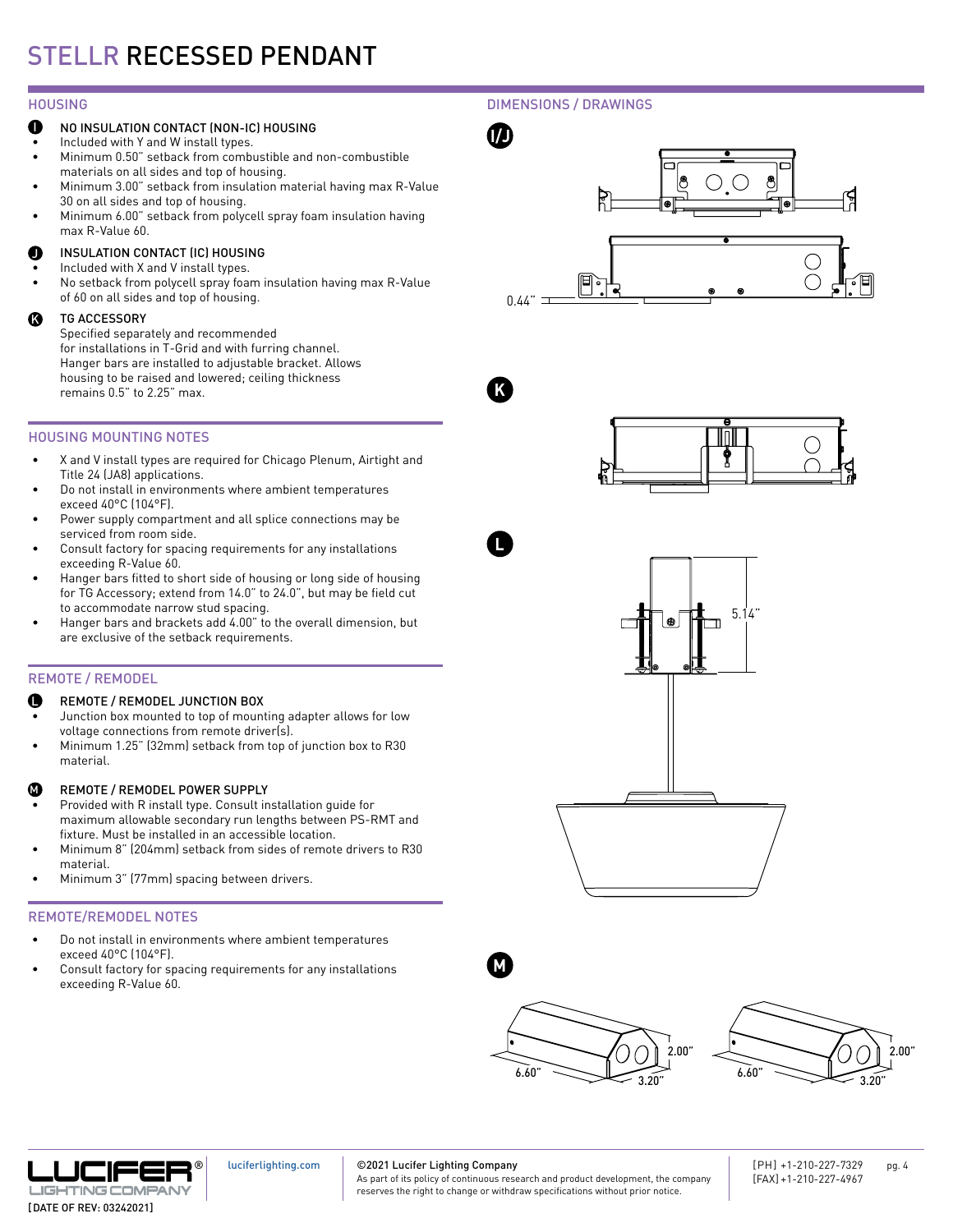# STELLR RECESSED PENDANT

## HOUSING

**I** NO INSULATION CONTACT (NON-IC) HOUSING

- Included with Y and W install types.
- Minimum 0.50" setback from combustible and non-combustible materials on all sides and top of housing.
- Minimum 3.00" setback from insulation material having max R-Value 30 on all sides and top of housing.
- Minimum 6.00" setback from polycell spray foam insulation having max R-Value 60.

**J** INSULATION CONTACT (IC) HOUSING

- Included with X and V install types.
- No setback from polycell spray foam insulation having max R-Value of 60 on all sides and top of housing.

**K** TG ACCESSORY

Specified separately and recommended for installations in T-Grid and with furring channel. Hanger bars are installed to adjustable bracket. Allows housing to be raised and lowered; ceiling thickness remains 0.5" to 2.25" max.

## HOUSING MOUNTING NOTES

- X and V install types are required for Chicago Plenum, Airtight and Title 24 (JA8) applications.
- Do not install in environments where ambient temperatures exceed 40°C (104°F).
- Power supply compartment and all splice connections may be serviced from room side.
- Consult factory for spacing requirements for any installations exceeding R-Value 60.
- Hanger bars fitted to short side of housing or long side of housing for TG Accessory; extend from 14.0" to 24.0", but may be field cut to accommodate narrow stud spacing.
- Hanger bars and brackets add 4.00" to the overall dimension, but are exclusive of the setback requirements.

## REMOTE / REMODEL

**L** REMOTE / REMODEL JUNCTION BOX

- Junction box mounted to top of mounting adapter allows for low voltage connections from remote driver(s).
- Minimum 1.25" (32mm) setback from top of junction box to R30 material.

**M** REMOTE / REMODEL POWER SUPPLY

- Provided with R install type. Consult installation guide for maximum allowable secondary run lengths between PS-RMT and fixture. Must be installed in an accessible location.
- Minimum 8" (204mm) setback from sides of remote drivers to R30 material.
- Minimum 3" (77mm) spacing between drivers.

## REMOTE/REMODEL NOTES

- Do not install in environments where ambient temperatures exceed 40°C (104°F).
- Consult factory for spacing requirements for any installations exceeding R-Value 60.

## DIMENSIONS / DRAWINGS

**I/J**

0.44"

**K**

**L**

5.14"

**M**

6.60" 3.20" 2.00"

6.60" 3.20" 2.00"

luciferlighting.com

©2021 Lucifer Lighting Company

As part of its policy of continuous research and product development, the company reserves the right to change or withdraw specifications without prior notice.

[PH] +1-210-227-7329
[FAX] +1-210-227-4967

[DATE OF REV: 03242021]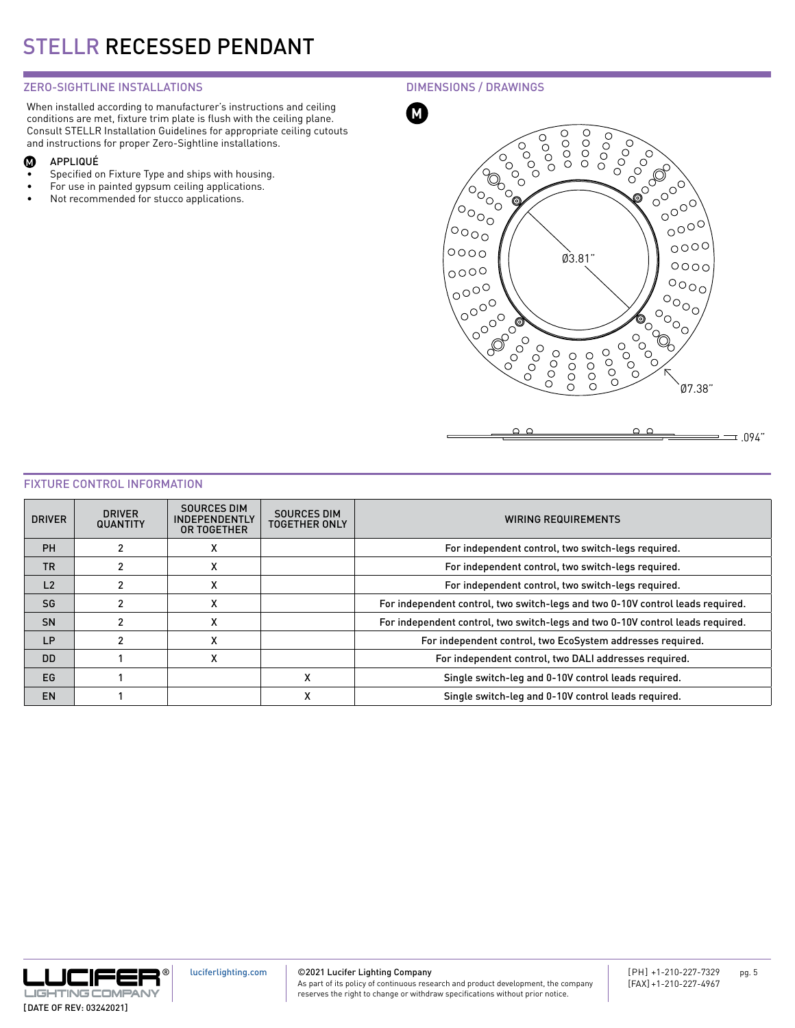# STELLR RECESSED PENDANT

## ZERO-SIGHTLINE INSTALLATIONS

When installed according to manufacturer's instructions and ceiling conditions are met, fixture trim plate is flush with the ceiling plane. Consult STELLR Installation Guidelines for appropriate ceiling cutouts and instructions for proper Zero-Sightline installations.

**M** APPLIQUÉ

- Specified on Fixture Type and ships with housing.
- For use in painted gypsum ceiling applications.
- Not recommended for stucco applications.

## DIMENSIONS / DRAWINGS

M

Ø3.81"

Ø7.38"

.094"

## FIXTURE CONTROL INFORMATION

| DRIVER | DRIVER QUANTITY | SOURCES DIM INDEPENDENTLY OR TOGETHER | SOURCES DIM TOGETHER ONLY | WIRING REQUIREMENTS |
|---|---|---|---|---|
| PH | 2 | X | | For independent control, two switch-legs required. |
| TR | 2 | X | | For independent control, two switch-legs required. |
| L2 | 2 | X | | For independent control, two switch-legs required. |
| SG | 2 | X | | For independent control, two switch-legs and two 0-10V control leads required. |
| SN | 2 | X | | For independent control, two switch-legs and two 0-10V control leads required. |
| LP | 2 | X | | For independent control, two EcoSystem addresses required. |
| DD | 1 | X | | For independent control, two DALI addresses required. |
| EG | 1 | | X | Single switch-leg and 0-10V control leads required. |
| EN | 1 | | X | Single switch-leg and 0-10V control leads required. |

[DATE OF REV: 03242021]

luciferlighting.com

©2021 Lucifer Lighting Company
As part of its policy of continuous research and product development, the company reserves the right to change or withdraw specifications without prior notice.

[PH] +1-210-227-7329
[FAX] +1-210-227-4967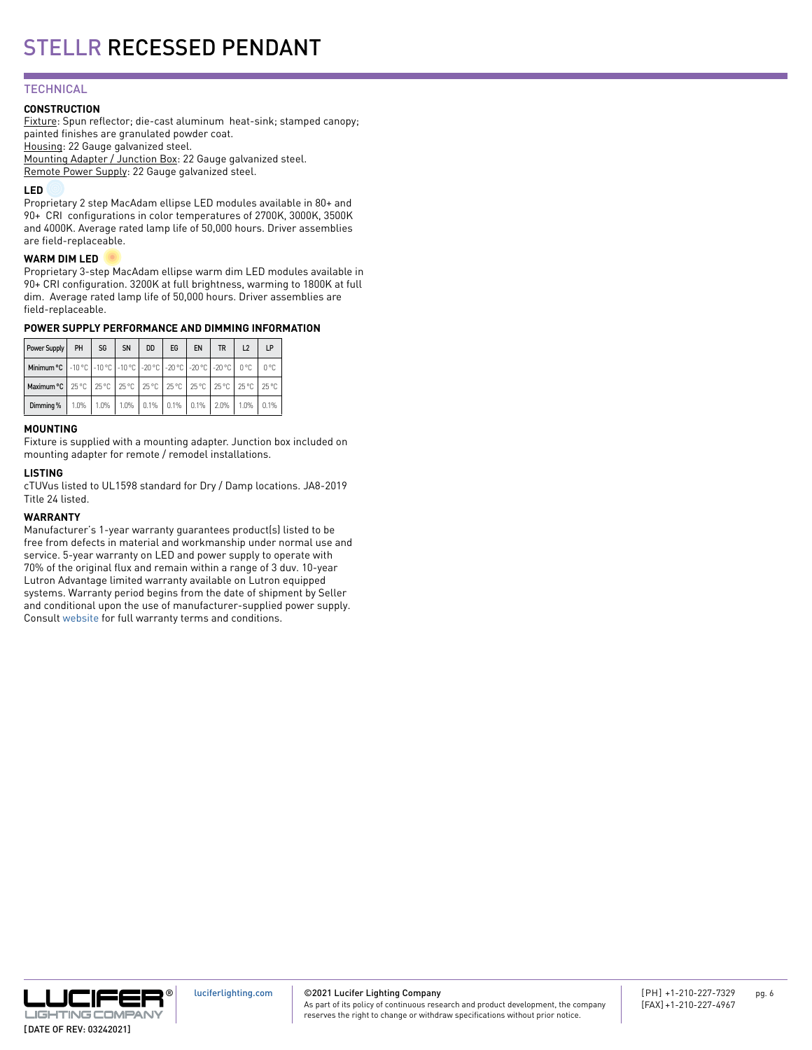# STELLR RECESSED PENDANT

## TECHNICAL

### CONSTRUCTION

Fixture: Spun reflector; die-cast aluminum heat-sink; stamped canopy; painted finishes are granulated powder coat.
Housing: 22 Gauge galvanized steel.
Mounting Adapter / Junction Box: 22 Gauge galvanized steel.
Remote Power Supply: 22 Gauge galvanized steel.

### LED

Proprietary 2 step MacAdam ellipse LED modules available in 80+ and 90+ CRI configurations in color temperatures of 2700K, 3000K, 3500K and 4000K. Average rated lamp life of 50,000 hours. Driver assemblies are field-replaceable.

### WARM DIM LED

Proprietary 3-step MacAdam ellipse warm dim LED modules available in 90+ CRI configuration. 3200K at full brightness, warming to 1800K at full dim. Average rated lamp life of 50,000 hours. Driver assemblies are field-replaceable.

### POWER SUPPLY PERFORMANCE AND DIMMING INFORMATION

| Power Supply | PH | SG | SN | DD | EG | EN | TR | L2 | LP |
|---|---|---|---|---|---|---|---|---|---|
| Minimum °C | -10 °C | -10 °C | -10 °C | -20 °C | -20 °C | -20 °C | -20 °C | 0 °C | 0 °C |
| Maximum °C | 25 °C | 25 °C | 25 °C | 25 °C | 25 °C | 25 °C | 25 °C | 25 °C | 25 °C |
| Dimming % | 1.0% | 1.0% | 1.0% | 0.1% | 0.1% | 0.1% | 2.0% | 1.0% | 0.1% |

### MOUNTING

Fixture is supplied with a mounting adapter. Junction box included on mounting adapter for remote / remodel installations.

### LISTING

cTUVus listed to UL1598 standard for Dry / Damp locations. JA8-2019 Title 24 listed.

### WARRANTY

Manufacturer's 1-year warranty guarantees product(s) listed to be free from defects in material and workmanship under normal use and service. 5-year warranty on LED and power supply to operate with 70% of the original flux and remain within a range of 3 duv. 10-year Lutron Advantage limited warranty available on Lutron equipped systems. Warranty period begins from the date of shipment by Seller and conditional upon the use of manufacturer-supplied power supply. Consult website for full warranty terms and conditions.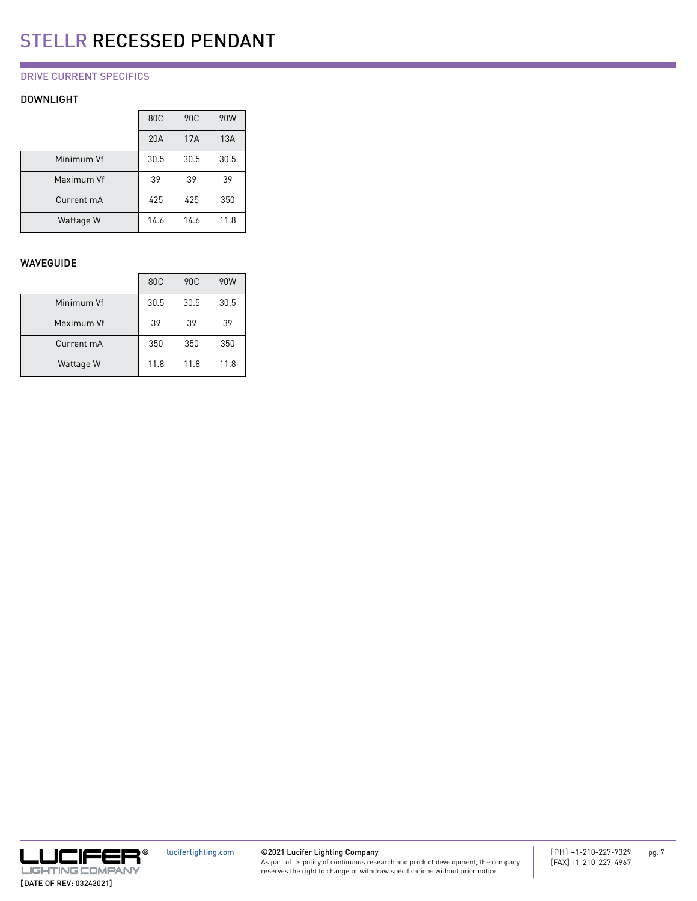# STELLR RECESSED PENDANT

## DRIVE CURRENT SPECIFICS

### DOWNLIGHT

| | 80C | 90C | 90W |
|---|---|---|---|
| | 20A | 17A | 13A |
| Minimum Vf | 30.5 | 30.5 | 30.5 |
| Maximum Vf | 39 | 39 | 39 |
| Current mA | 425 | 425 | 350 |
| Wattage W | 14.6 | 14.6 | 11.8 |

### WAVEGUIDE

| | 80C | 90C | 90W |
|---|---|---|---|
| Minimum Vf | 30.5 | 30.5 | 30.5 |
| Maximum Vf | 39 | 39 | 39 |
| Current mA | 350 | 350 | 350 |
| Wattage W | 11.8 | 11.8 | 11.8 |

[DATE OF REV: 03242021]

luciferlighting.com

©2021 Lucifer Lighting Company
As part of its policy of continuous research and product development, the company reserves the right to change or withdraw specifications without prior notice.

[PH] +1-210-227-7329
[FAX] +1-210-227-4967